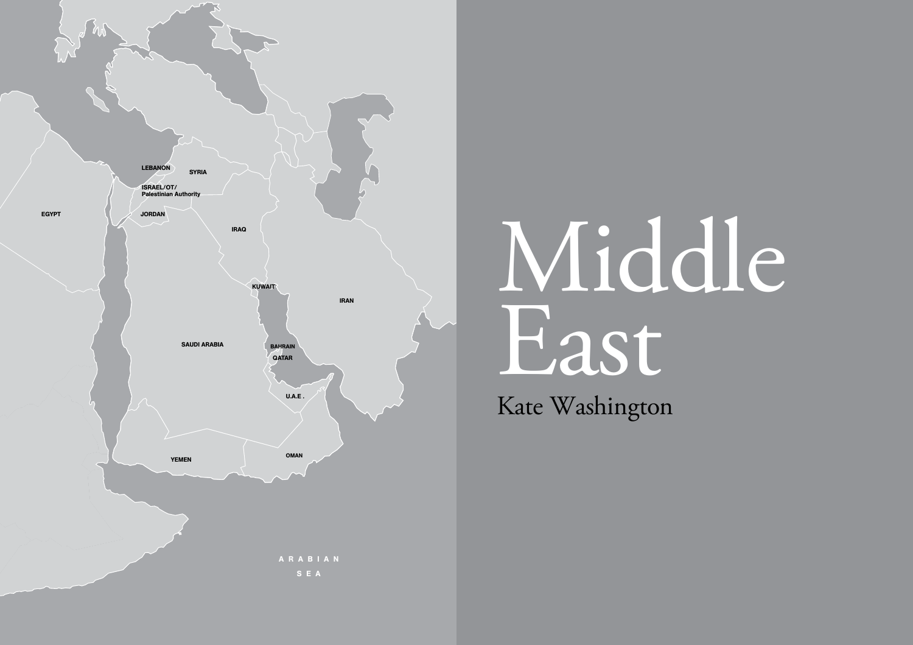# Middle East

Kate Washington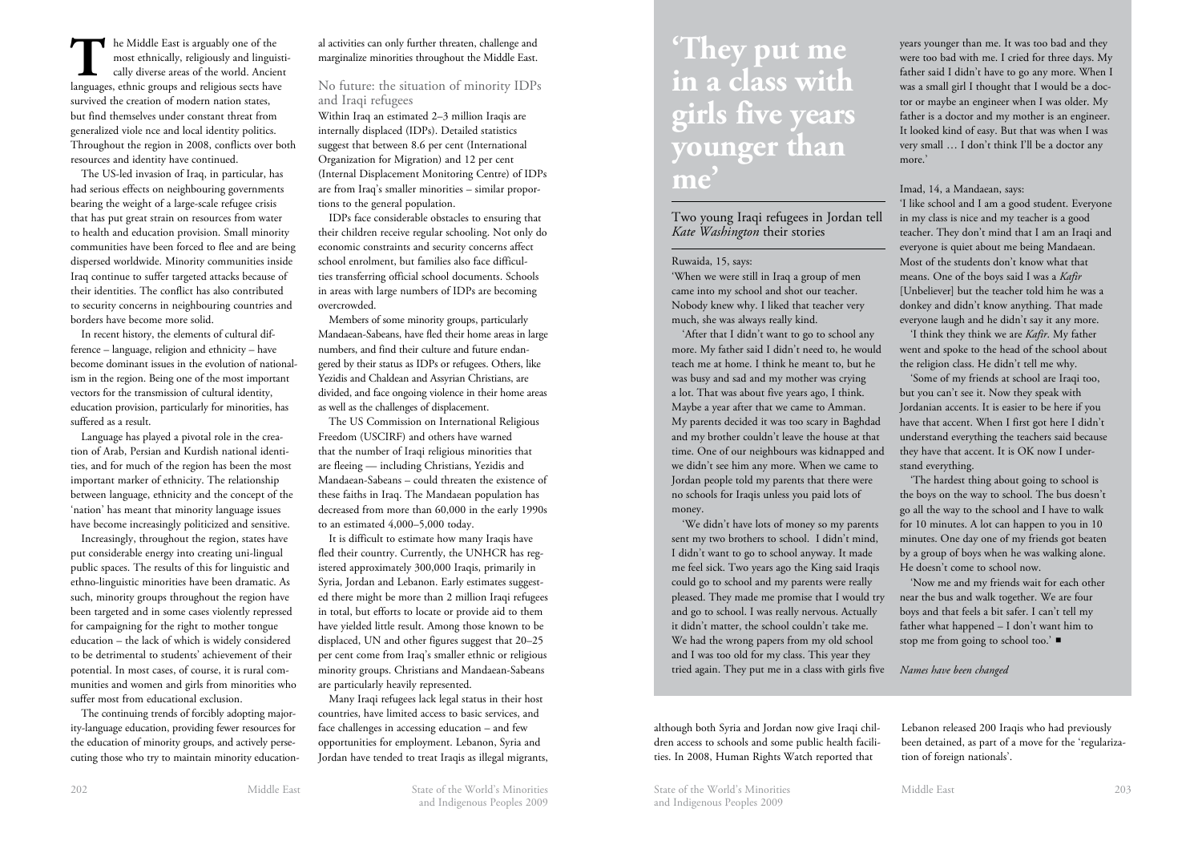The Middle East is arguably one of the most ethnically, religiously and linguistically diverse areas of the world. Ancient languages, ethnic groups and religious sects have survived the creation of modern nation states, but find themselves under constant threat from generalized viole nce and local identity politics. Throughout the region in 2008, conflicts over both resources and identity have continued.

The US-led invasion of Iraq, in particular, has had serious effects on neighbouring governments bearing the weight of a large-scale refugee crisis that has put great strain on resources from water to health and education provision. Small minority communities have been forced to flee and are being dispersed worldwide. Minority communities inside Iraq continue to suffer targeted attacks because of their identities. The conflict has also contributed to security concerns in neighbouring countries and borders have become more solid.

In recent history, the elements of cultural difference – language, religion and ethnicity – have become dominant issues in the evolution of nationalism in the region. Being one of the most important vectors for the transmission of cultural identity, education provision, particularly for minorities, has suffered as a result.

Language has played a pivotal role in the creation of Arab, Persian and Kurdish national identities, and for much of the region has been the most important marker of ethnicity. The relationship between language, ethnicity and the concept of the 'nation' has meant that minority language issues have become increasingly politicized and sensitive.

Increasingly, throughout the region, states have put considerable energy into creating uni-lingual public spaces. The results of this for linguistic and ethno-linguistic minorities have been dramatic. As such, minority groups throughout the region have been targeted and in some cases violently repressed for campaigning for the right to mother tongue education – the lack of which is widely considered to be detrimental to students' achievement of their potential. In most cases, of course, it is rural communities and women and girls from minorities who suffer most from educational exclusion.

The continuing trends of forcibly adopting majority-language education, providing fewer resources for the education of minority groups, and actively persecuting those who try to maintain minority educational activities can only further threaten, challenge and marginalize minorities throughout the Middle East.

## No future: the situation of minority IDPs and Iraqi refugees

Within Iraq an estimated 2–3 million Iraqis are internally displaced (IDPs). Detailed statistics suggest that between 8.6 per cent (International Organization for Migration) and 12 per cent (Internal Displacement Monitoring Centre) of IDPs are from Iraq's smaller minorities – similar proportions to the general population.

IDPs face considerable obstacles to ensuring that their children receive regular schooling. Not only do economic constraints and security concerns affect school enrolment, but families also face difficulties transferring official school documents. Schools in areas with large numbers of IDPs are becoming overcrowded.

Members of some minority groups, particularly Mandaean-Sabeans, have fled their home areas in large numbers, and find their culture and future endangered by their status as IDPs or refugees. Others, like Yezidis and Chaldean and Assyrian Christians, are divided, and face ongoing violence in their home areas as well as the challenges of displacement.

The US Commission on International Religious Freedom (USCIRF) and others have warned that the number of Iraqi religious minorities that are fleeing — including Christians, Yezidis and Mandaean-Sabeans – could threaten the existence of these faiths in Iraq. The Mandaean population has decreased from more than 60,000 in the early 1990s to an estimated 4,000–5,000 today.

It is difficult to estimate how many Iraqis have fled their country. Currently, the UNHCR has registered approximately 300,000 Iraqis, primarily in Syria, Jordan and Lebanon. Early estimates suggested there might be more than 2 million Iraqi refugees in total, but efforts to locate or provide aid to them have yielded little result. Among those known to be displaced, UN and other figures suggest that 20–25 per cent come from Iraq's smaller ethnic or religious minority groups. Christians and Mandaean-Sabeans are particularly heavily represented.

Many Iraqi refugees lack legal status in their host countries, have limited access to basic services, and face challenges in accessing education – and few opportunities for employment. Lebanon, Syria and Jordan have tended to treat Iraqis as illegal migrants, although both Syria and Jordan now give Iraqi children access to schools and some public health facilities. In 2008, Human Rights Watch reported that Lebanon released 200 Iraqis who had previously been detained, as part of a move for the 'regularization of foreign nationals'.

---

# 'They put me in a class with girls five years younger than me'

Two young Iraqi refugees in Jordan tell *Kate Washington* their stories

Ruwaida, 15, says:

'When we were still in Iraq a group of men came into my school and shot our teacher. Nobody knew why. I liked that teacher very much, she was always really kind.

'After that I didn't want to go to school any more. My father said I didn't need to, he would teach me at home. I think he meant to, but he was busy and sad and my mother was crying a lot. That was about five years ago, I think. Maybe a year after that we came to Amman. My parents decided it was too scary in Baghdad and my brother couldn't leave the house at that time. One of our neighbours was kidnapped and we didn't see him any more. When we came to Jordan people told my parents that there were no schools for Iraqis unless you paid lots of money.

'We didn't have lots of money so my parents sent my two brothers to school. I didn't mind, I didn't want to go to school anyway. It made me feel sick. Two years ago the King said Iraqis could go to school and my parents were really pleased. They made me promise that I would try and go to school. I was really nervous. Actually it didn't matter, the school couldn't take me. We had the wrong papers from my old school and I was too old for my class. This year they tried again. They put me in a class with girls five years younger than me. It was too bad and they were too bad with me. I cried for three days. My father said I didn't have to go any more. When I was a small girl I thought that I would be a doctor or maybe an engineer when I was older. My father is a doctor and my mother is an engineer. It looked kind of easy. But that was when I was very small … I don't think I'll be a doctor any more.'

Imad, 14, a Mandaean, says:

'I like school and I am a good student. Everyone in my class is nice and my teacher is a good teacher. They don't mind that I am an Iraqi and everyone is quiet about me being Mandaean. Most of the students don't know what that means. One of the boys said I was a *Kafir* [Unbeliever] but the teacher told him he was a donkey and didn't know anything. That made everyone laugh and he didn't say it any more.

'I think they think we are *Kafir*. My father went and spoke to the head of the school about the religion class. He didn't tell me why.

'Some of my friends at school are Iraqi too, but you can't see it. Now they speak with Jordanian accents. It is easier to be here if you have that accent. When I first got here I didn't understand everything the teachers said because they have that accent. It is OK now I understand everything.

'The hardest thing about going to school is the boys on the way to school. The bus doesn't go all the way to the school and I have to walk for 10 minutes. A lot can happen to you in 10 minutes. One day one of my friends got beaten by a group of boys when he was walking alone. He doesn't come to school now.

'Now me and my friends wait for each other near the bus and walk together. We are four boys and that feels a bit safer. I can't tell my father what happened – I don't want him to stop me from going to school too.' ■

*Names have been changed*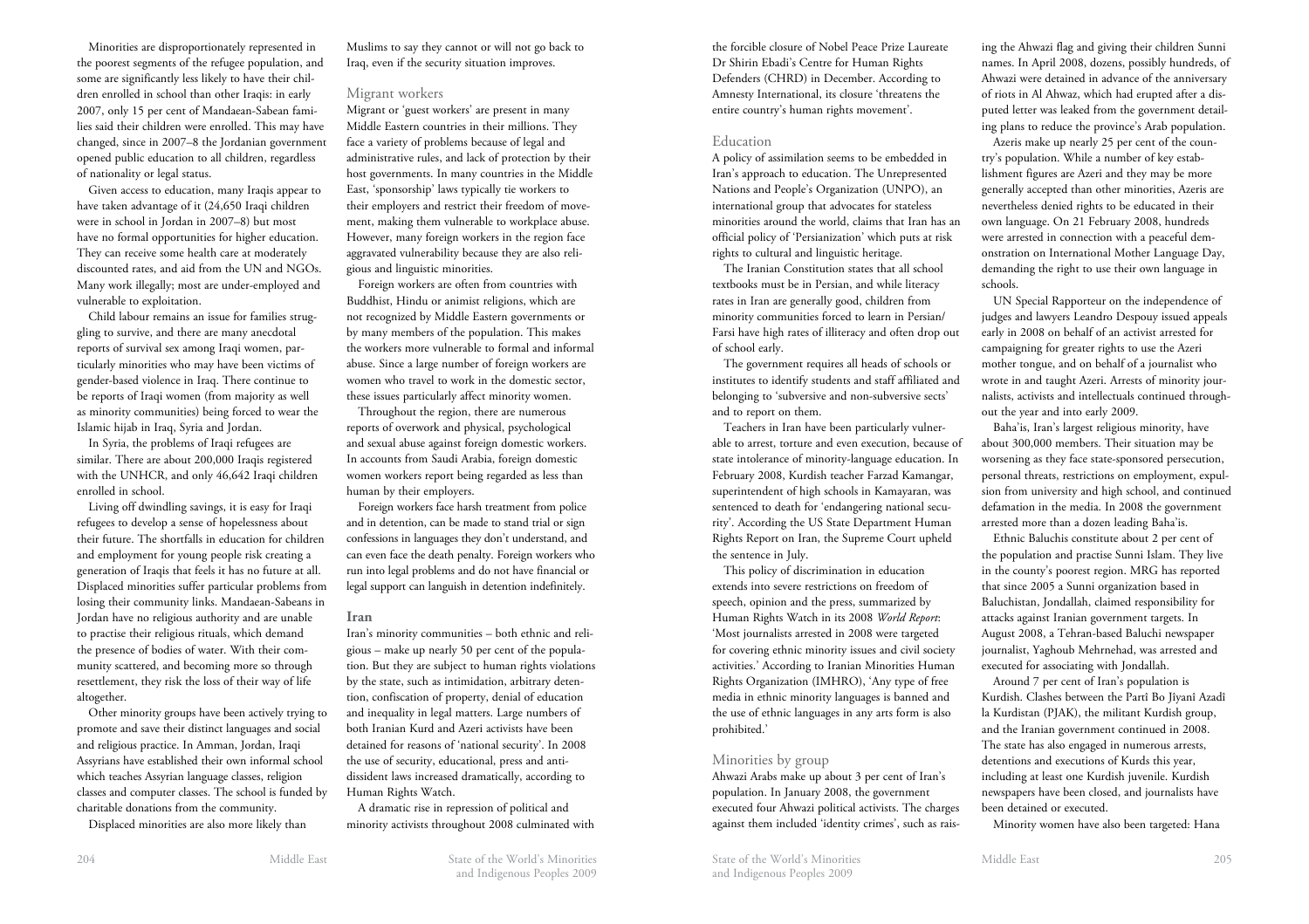Minorities are disproportionately represented in the poorest segments of the refugee population, and some are significantly less likely to have their children enrolled in school than other Iraqis: in early 2007, only 15 per cent of Mandaean-Sabean families said their children were enrolled. This may have changed, since in 2007–8 the Jordanian government opened public education to all children, regardless of nationality or legal status.

Given access to education, many Iraqis appear to have taken advantage of it (24,650 Iraqi children were in school in Jordan in 2007–8) but most have no formal opportunities for higher education. They can receive some health care at moderately discounted rates, and aid from the UN and NGOs. Many work illegally; most are under-employed and vulnerable to exploitation.

Child labour remains an issue for families struggling to survive, and there are many anecdotal reports of survival sex among Iraqi women, particularly minorities who may have been victims of gender-based violence in Iraq. There continue to be reports of Iraqi women (from majority as well as minority communities) being forced to wear the Islamic hijab in Iraq, Syria and Jordan.

In Syria, the problems of Iraqi refugees are similar. There are about 200,000 Iraqis registered with the UNHCR, and only 46,642 Iraqi children enrolled in school.

Living off dwindling savings, it is easy for Iraqi refugees to develop a sense of hopelessness about their future. The shortfalls in education for children and employment for young people risk creating a generation of Iraqis that feels it has no future at all. Displaced minorities suffer particular problems from losing their community links. Mandaean-Sabeans in Jordan have no religious authority and are unable to practise their religious rituals, which demand the presence of bodies of water. With their community scattered, and becoming more so through resettlement, they risk the loss of their way of life altogether.

Other minority groups have been actively trying to promote and save their distinct languages and social and religious practice. In Amman, Jordan, Iraqi Assyrians have established their own informal school which teaches Assyrian language classes, religion classes and computer classes. The school is funded by charitable donations from the community.

Displaced minorities are also more likely than Muslims to say they cannot or will not go back to Iraq, even if the security situation improves.

## Migrant workers

Migrant or 'guest workers' are present in many Middle Eastern countries in their millions. They face a variety of problems because of legal and administrative rules, and lack of protection by their host governments. In many countries in the Middle East, 'sponsorship' laws typically tie workers to their employers and restrict their freedom of movement, making them vulnerable to workplace abuse. However, many foreign workers in the region face aggravated vulnerability because they are also religious and linguistic minorities.

Foreign workers are often from countries with Buddhist, Hindu or animist religions, which are not recognized by Middle Eastern governments or by many members of the population. This makes the workers more vulnerable to formal and informal abuse. Since a large number of foreign workers are women who travel to work in the domestic sector, these issues particularly affect minority women.

Throughout the region, there are numerous reports of overwork and physical, psychological and sexual abuse against foreign domestic workers. In accounts from Saudi Arabia, foreign domestic women workers report being regarded as less than human by their employers.

Foreign workers face harsh treatment from police and in detention, can be made to stand trial or sign confessions in languages they don't understand, and can even face the death penalty. Foreign workers who run into legal problems and do not have financial or legal support can languish in detention indefinitely.

## Iran

Iran's minority communities – both ethnic and religious – make up nearly 50 per cent of the population. But they are subject to human rights violations by the state, such as intimidation, arbitrary detention, confiscation of property, denial of education and inequality in legal matters. Large numbers of both Iranian Kurd and Azeri activists have been detained for reasons of 'national security'. In 2008 the use of security, educational, press and anti-dissident laws increased dramatically, according to Human Rights Watch.

A dramatic rise in repression of political and minority activists throughout 2008 culminated with the forcible closure of Nobel Peace Prize Laureate Dr Shirin Ebadi's Centre for Human Rights Defenders (CHRD) in December. According to Amnesty International, its closure 'threatens the entire country's human rights movement'.

### Education

A policy of assimilation seems to be embedded in Iran's approach to education. The Unrepresented Nations and People's Organization (UNPO), an international group that advocates for stateless minorities around the world, claims that Iran has an official policy of 'Persianization' which puts at risk rights to cultural and linguistic heritage.

The Iranian Constitution states that all school textbooks must be in Persian, and while literacy rates in Iran are generally good, children from minority communities forced to learn in Persian/Farsi have high rates of illiteracy and often drop out of school early.

The government requires all heads of schools or institutes to identify students and staff affiliated and belonging to 'subversive and non-subversive sects' and to report on them.

Teachers in Iran have been particularly vulnerable to arrest, torture and even execution, because of state intolerance of minority-language education. In February 2008, Kurdish teacher Farzad Kamangar, superintendent of high schools in Kamayaran, was sentenced to death for 'endangering national security'. According to the US State Department Human Rights Report on Iran, the Supreme Court upheld the sentence in July.

This policy of discrimination in education extends into severe restrictions on freedom of speech, opinion and the press, summarized by Human Rights Watch in its 2008 *World Report*: 'Most journalists arrested in 2008 were targeted for covering ethnic minority issues and civil society activities.' According to Iranian Minorities Human Rights Organization (IMHRO), 'Any type of free media in ethnic minority languages is banned and the use of ethnic languages in any arts form is also prohibited.'

### Minorities by group

Ahwazi Arabs make up about 3 per cent of Iran's population. In January 2008, the government executed four Ahwazi political activists. The charges against them included 'identity crimes', such as raising the Ahwazi flag and giving their children Sunni names. In April 2008, dozens, possibly hundreds, of Ahwazi were detained in advance of the anniversary of riots in Al Ahwaz, which had erupted after a disputed letter was leaked from the government detailing plans to reduce the province's Arab population.

Azeris make up nearly 25 per cent of the country's population. While a number of key establishment figures are Azeri and they may be more generally accepted than other minorities, Azeris are nevertheless denied rights to be educated in their own language. On 21 February 2008, hundreds were arrested in connection with a peaceful demonstration on International Mother Language Day, demanding the right to use their own language in schools.

UN Special Rapporteur on the independence of judges and lawyers Leandro Despouy issued appeals early in 2008 on behalf of an activist arrested for campaigning for greater rights to use the Azeri mother tongue, and on behalf of a journalist who wrote in and taught Azeri. Arrests of minority journalists, activists and intellectuals continued throughout the year and into early 2009.

Baha'is, Iran's largest religious minority, have about 300,000 members. Their situation may be worsening as they face state-sponsored persecution, personal threats, restrictions on employment, expulsion from university and high school, and continued defamation in the media. In 2008 the government arrested more than a dozen leading Baha'is.

Ethnic Baluchis constitute about 2 per cent of the population and practise Sunni Islam. They live in the county's poorest region. MRG has reported that since 2005 a Sunni organization based in Baluchistan, Jondallah, claimed responsibility for attacks against Iranian government targets. In August 2008, a Tehran-based Baluchi newspaper journalist, Yaghoub Mehrnehad, was arrested and executed for associating with Jondallah.

Around 7 per cent of Iran's population is Kurdish. Clashes between the Partî Bo Jîyanî Azadî la Kurdistan (PJAK), the militant Kurdish group, and the Iranian government continued in 2008. The state has also engaged in numerous arrests, detentions and executions of Kurds this year, including at least one Kurdish juvenile. Kurdish newspapers have been closed, and journalists have been detained or executed.

Minority women have also been targeted: Hana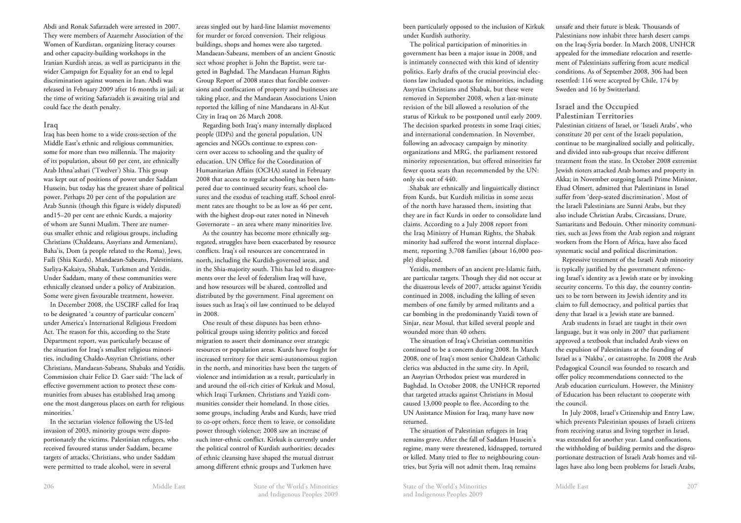Abdi and Ronak Safarzadeh were arrested in 2007. They were members of Azarmehr Association of the Women of Kurdistan, organizing literacy courses and other capacity-building workshops in the Iranian Kurdish areas, as well as participants in the wider Campaign for Equality for an end to legal discrimination against women in Iran. Abdi was released in February 2009 after 16 months in jail; at the time of writing Safarzadeh is awaiting trial and could face the death penalty.

### Iraq

Iraq has been home to a wide cross-section of the Middle East's ethnic and religious communities, some for more than two millennia. The majority of its population, about 60 per cent, are ethnically Arab Ithna'ashari ('Twelver') Shia. This group was kept out of positions of power under Saddam Hussein, but today has the greatest share of political power. Perhaps 20 per cent of the population are Arab Sunnis (though this figure is widely disputed) and15–20 per cent are ethnic Kurds, a majority of whom are Sunni Muslim. There are numerous smaller ethnic and religious groups, including Christians (Chaldeans, Assyrians and Armenians), Baha'is, Dom (a people related to the Roma), Jews, Faili (Shia Kurds), Mandaean-Sabeans, Palestinians, Sarliya-Kakaiya, Shabak, Turkmen and Yezidis. Under Saddam, many of these communities were ethnically cleansed under a policy of Arabization. Some were given favourable treatment, however.

In December 2008, the USCIRF called for Iraq to be designated 'a country of particular concern' under America's International Religious Freedom Act. The reason for this, according to the State Department report, was particularly because of the situation for Iraq's smallest religious minorities, including Chaldo-Assyrian Christians, other Christians, Mandaean-Sabeans, Shabaks and Yezidis. Commission chair Felice D. Gaer said: 'The lack of effective government action to protect these communities from abuses has established Iraq among one the most dangerous places on earth for religious minorities.'

In the sectarian violence following the US-led invasion of 2003, minority groups were disproportionately the victims. Palestinian refugees, who received favoured status under Saddam, became targets of attacks. Christians, who under Saddam were permitted to trade alcohol, were in several areas singled out by hard-line Islamist movements for murder or forced conversion. Their religious buildings, shops and homes were also targeted. Mandaean-Sabeans, members of an ancient Gnostic sect whose prophet is John the Baptist, were targeted in Baghdad. The Mandaean Human Rights Group Report of 2008 states that forcible conversions and confiscation of property and businesses are taking place, and the Mandaean Associations Union reported the killing of nine Mandaeans in Al-Kut City in Iraq on 26 March 2008.

Regarding both Iraq's many internally displaced people (IDPs) and the general population, UN agencies and NGOs continue to express concern over access to schooling and the quality of education. UN Office for the Coordination of Humanitarian Affairs (OCHA) stated in February 2008 that access to regular schooling has been hampered due to continued security fears, school closures and the exodus of teaching staff. School enrolment rates are thought to be as low as 46 per cent, with the highest drop-out rates noted in Nineveh Governorate – an area where many minorities live.

As the country has become more ethnically segregated, struggles have been exacerbated by resource conflicts. Iraq's oil resources are concentrated in north, including the Kurdish-governed areas, and in the Shia-majority south. This has led to disagreements over the level of federalism Iraq will have, and how resources will be shared, controlled and distributed by the government. Final agreement on issues such as Iraq's oil law continued to be delayed in 2008.

One result of these disputes has been ethno-political groups using identity politics and forced migration to assert their dominance over strategic resources or population areas. Kurds have fought for increased territory for their semi-autonomous region in the north, and minorities have been the targets of violence and intimidation as a result, particularly in and around the oil-rich cities of Kirkuk and Mosul, which Iraqi Turkmen, Christians and Yazidi communities consider their homeland. In those cities, some groups, including Arabs and Kurds, have tried to co-opt others, force them to leave, or consolidate power through violence; 2008 saw an increase of such inter-ethnic conflict. Kirkuk is currently under the political control of Kurdish authorities; decades of ethnic cleansing have shaped the mutual distrust among different ethnic groups and Turkmen have been particularly opposed to the inclusion of Kirkuk under Kurdish authority.

The political participation of minorities in government has been a major issue in 2008, and is intimately connected with this kind of identity politics. Early drafts of the crucial provincial elections law included quotas for minorities, including Assyrian Christians and Shabak, but these were removed in September 2008, when a last-minute revision of the bill allowed a resolution of the status of Kirkuk to be postponed until early 2009. The decision sparked protests in some Iraqi cities, and international condemnation. In November, following an advocacy campaign by minority organizations and MRG, the parliament restored minority representation, but offered minorities far fewer quota seats than recommended by the UN: only six out of 440.

Shabak are ethnically and linguistically distinct from Kurds, but Kurdish militias in some areas of the north have harassed them, insisting that they are in fact Kurds in order to consolidate land claims. According to a July 2008 report from the Iraq Ministry of Human Rights, the Shabak minority had suffered the worst internal displacement, reporting 3,708 families (about 16,000 people) displaced.

Yezidis, members of an ancient pre-Islamic faith, are particular targets. Though they did not occur at the disastrous levels of 2007, attacks against Yezidis continued in 2008, including the killing of seven members of one family by armed militants and a car bombing in the predominantly Yazidi town of Sinjar, near Mosul, that killed several people and wounded more than 40 others.

The situation of Iraq's Christian communities continued to be a concern during 2008. In March 2008, one of Iraq's most senior Chaldean Catholic clerics was abducted in the same city. In April, an Assyrian Orthodox priest was murdered in Baghdad. In October 2008, the UNHCR reported that targeted attacks against Christians in Mosul caused 13,000 people to flee. According to the UN Assistance Mission for Iraq, many have now returned.

The situation of Palestinian refugees in Iraq remains grave. After the fall of Saddam Hussein's regime, many were threatened, kidnapped, tortured or killed. Many tried to flee to neighbouring countries, but Syria will not admit them, Iraq remains unsafe and their future is bleak. Thousands of Palestinians now inhabit three harsh desert camps on the Iraq-Syria border. In March 2008, UNHCR appealed for the immediate relocation and resettlement of Palestinians suffering from acute medical conditions. As of September 2008, 306 had been resettled: 116 were accepted by Chile, 174 by Sweden and 16 by Switzerland.

### Israel and the Occupied Palestinian Territories

Palestinian citizens of Israel, or 'Israeli Arabs', who constitute 20 per cent of the Israeli population, continue to be marginalized socially and politically, and divided into sub-groups that receive different treatment from the state. In October 2008 extremist Jewish rioters attacked Arab homes and property in Akka; in November outgoing Israeli Prime Minister, Ehud Olmert, admitted that Palestinians in Israel suffer from 'deep-seated discrimination'. Most of the Israeli Palestinians are Sunni Arabs, but they also include Christian Arabs, Circassians, Druze, Samaritans and Bedouin. Other minority communities, such as Jews from the Arab region and migrant workers from the Horn of Africa, have also faced systematic social and political discrimination.

Repressive treatment of the Israeli Arab minority is typically justified by the government referencing Israel's identity as a Jewish state or by invoking security concerns. To this day, the country continues to be torn between its Jewish identity and its claim to full democracy, and political parties that deny that Israel is a Jewish state are banned.

Arab students in Israel are taught in their own language, but it was only in 2007 that parliament approved a textbook that included Arab views on the expulsion of Palestinians at the founding of Israel as a 'Nakba', or catastrophe. In 2008 the Arab Pedagogical Council was founded to research and offer policy recommendations connected to the Arab education curriculum. However, the Ministry of Education has been reluctant to cooperate with the council.

In July 2008, Israel's Citizenship and Entry Law, which prevents Palestinian spouses of Israeli citizens from receiving status and living together in Israel, was extended for another year. Land confiscations, the withholding of building permits and the disproportionate destruction of Israeli Arab homes and villages have also long been problems for Israeli Arabs,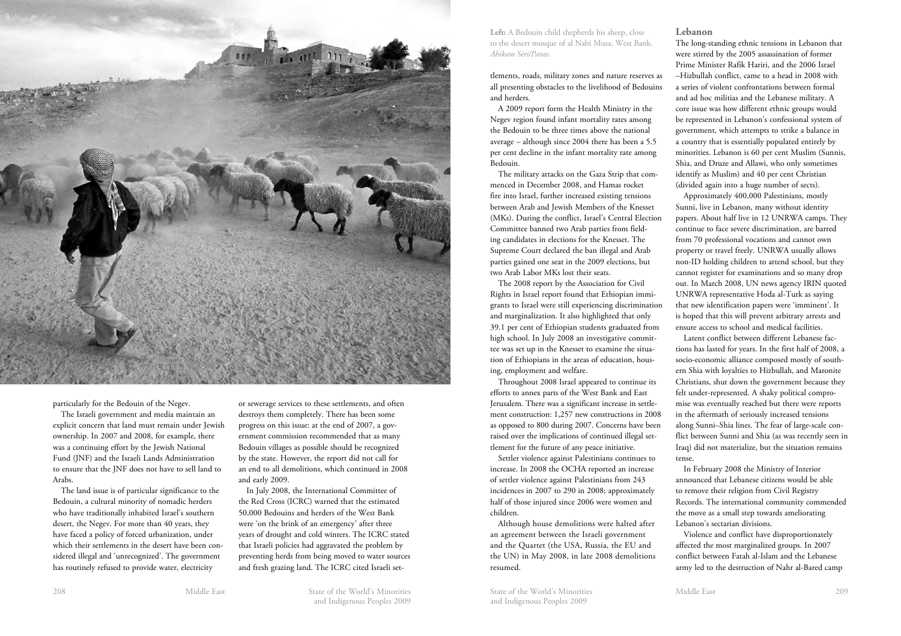particularly for the Bedouin of the Negev.

The Israeli government and media maintain an explicit concern that land must remain under Jewish ownership. In 2007 and 2008, for example, there was a continuing effort by the Jewish National Fund (JNF) and the Israeli Lands Administration to ensure that the JNF does not have to sell land to Arabs.

The land issue is of particular significance to the Bedouin, a cultural minority of nomadic herders who have traditionally inhabited Israel's southern desert, the Negev. For more than 40 years, they have faced a policy of forced urbanization, under which their settlements in the desert have been considered illegal and 'unrecognized'. The government has routinely refused to provide water, electricity or sewerage services to these settlements, and often destroys them completely. There has been some progress on this issue: at the end of 2007, a government commission recommended that as many Bedouin villages as possible should be recognized by the state. However, the report did not call for an end to all demolitions, which continued in 2008 and early 2009.

In July 2008, the International Committee of the Red Cross (ICRC) warned that the estimated 50,000 Bedouins and herders of the West Bank were 'on the brink of an emergency' after three years of drought and cold winters. The ICRC stated that Israeli policies had aggravated the problem by preventing herds from being moved to water sources and fresh grazing land. The ICRC cited Israeli settlements, roads, military zones and nature reserves as all presenting obstacles to the livelihood of Bedouins and herders.

**Left:** A Bedouin child shepherds his sheep, close to the desert mosque of al Nabi Musa, West Bank. *Ahikam Seri/Panos.*

A 2009 report form the Health Ministry in the Negev region found infant mortality rates among the Bedouin to be three times above the national average – although since 2004 there has been a 5.5 per cent decline in the infant mortality rate among Bedouin.

The military attacks on the Gaza Strip that commenced in December 2008, and Hamas rocket fire into Israel, further increased existing tensions between Arab and Jewish Members of the Knesset (MKs). During the conflict, Israel's Central Election Committee banned two Arab parties from fielding candidates in elections for the Knesset. The Supreme Court declared the ban illegal and Arab parties gained one seat in the 2009 elections, but two Arab Labor MKs lost their seats.

The 2008 report by the Association for Civil Rights in Israel report found that Ethiopian immigrants to Israel were still experiencing discrimination and marginalization. It also highlighted that only 39.1 per cent of Ethiopian students graduated from high school. In July 2008 an investigative committee was set up in the Knesset to examine the situation of Ethiopians in the areas of education, housing, employment and welfare.

Throughout 2008 Israel appeared to continue its efforts to annex parts of the West Bank and East Jerusalem. There was a significant increase in settlement construction: 1,257 new constructions in 2008 as opposed to 800 during 2007. Concerns have been raised over the implications of continued illegal settlement for the future of any peace initiative.

Settler violence against Palestinians continues to increase. In 2008 the OCHA reported an increase of settler violence against Palestinians from 243 incidences in 2007 to 290 in 2008; approximately half of those injured since 2006 were women and children.

Although house demolitions were halted after an agreement between the Israeli government and the Quartet (the USA, Russia, the EU and the UN) in May 2008, in late 2008 demolitions resumed.

## Lebanon

The long-standing ethnic tensions in Lebanon that were stirred by the 2005 assassination of former Prime Minister Rafik Hariri, and the 2006 Israel –Hizbullah conflict, came to a head in 2008 with a series of violent confrontations between formal and ad hoc militias and the Lebanese military. A core issue was how different ethnic groups would be represented in Lebanon's confessional system of government, which attempts to strike a balance in a country that is essentially populated entirely by minorities. Lebanon is 60 per cent Muslim (Sunnis, Shia, and Druze and Allawi, who only sometimes identify as Muslim) and 40 per cent Christian (divided again into a huge number of sects).

Approximately 400,000 Palestinians, mostly Sunni, live in Lebanon, many without identity papers. About half live in 12 UNRWA camps. They continue to face severe discrimination, are barred from 70 professional vocations and cannot own property or travel freely. UNRWA usually allows non-ID holding children to attend school, but they cannot register for examinations and so many drop out. In March 2008, UN news agency IRIN quoted UNRWA representative Hoda al-Turk as saying that new identification papers were 'imminent'. It is hoped that this will prevent arbitrary arrests and ensure access to school and medical facilities.

Latent conflict between different Lebanese factions has lasted for years. In the first half of 2008, a socio-economic alliance composed mostly of southern Shia with loyalties to Hizbullah, and Maronite Christians, shut down the government because they felt under-represented. A shaky political compromise was eventually reached but there were reports in the aftermath of seriously increased tensions along Sunni–Shia lines. The fear of large-scale conflict between Sunni and Shia (as was recently seen in Iraq) did not materialize, but the situation remains tense.

In February 2008 the Ministry of Interior announced that Lebanese citizens would be able to remove their religion from Civil Registry Records. The international community commended the move as a small step towards ameliorating Lebanon's sectarian divisions.

Violence and conflict have disproportionately affected the most marginalized groups. In 2007 conflict between Fatah al-Islam and the Lebanese army led to the destruction of Nahr al-Bared camp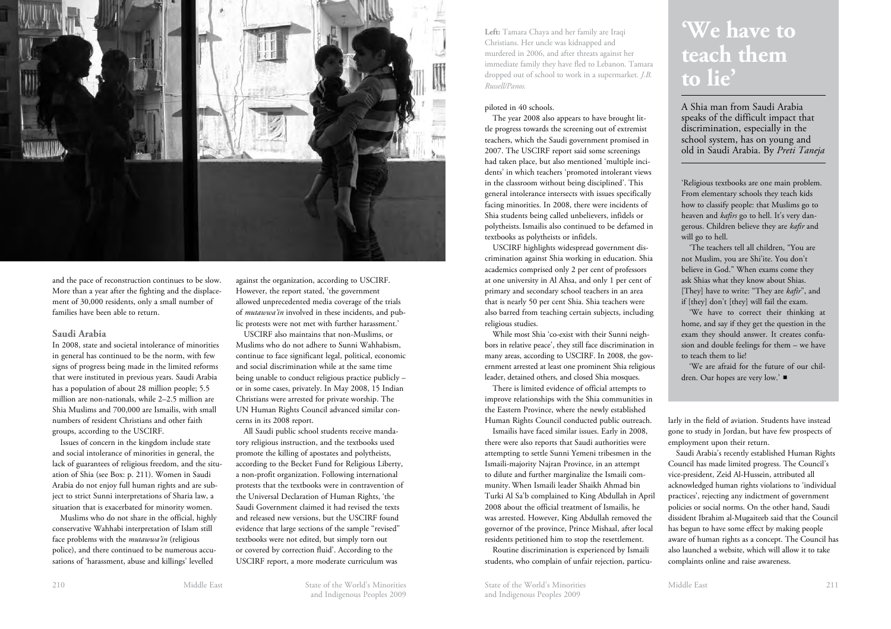and the pace of reconstruction continues to be slow. More than a year after the fighting and the displacement of 30,000 residents, only a small number of families have been able to return.

### Saudi Arabia

In 2008, state and societal intolerance of minorities in general has continued to be the norm, with few signs of progress being made in the limited reforms that were instituted in previous years. Saudi Arabia has a population of about 28 million people; 5.5 million are non-nationals, while 2–2.5 million are Shia Muslims and 700,000 are Ismailis, with small numbers of resident Christians and other faith groups, according to the USCIRF.

Issues of concern in the kingdom include state and social intolerance of minorities in general, the lack of guarantees of religious freedom, and the situation of Shia (see Box: p. 211). Women in Saudi Arabia do not enjoy full human rights and are subject to strict Sunni interpretations of Sharia law, a situation that is exacerbated for minority women.

Muslims who do not share in the official, highly conservative Wahhabi interpretation of Islam still face problems with the *mutawwa'in* (religious police), and there continued to be numerous accusations of 'harassment, abuse and killings' levelled against the organization, according to USCIRF. However, the report stated, 'the government allowed unprecedented media coverage of the trials of *mutawwa'in* involved in these incidents, and public protests were not met with further harassment.'

USCIRF also maintains that non-Muslims, or Muslims who do not adhere to Sunni Wahhabism, continue to face significant legal, political, economic and social discrimination while at the same time being unable to conduct religious practice publicly – or in some cases, privately. In May 2008, 15 Indian Christians were arrested for private worship. The UN Human Rights Council advanced similar concerns in its 2008 report.

All Saudi public school students receive mandatory religious instruction, and the textbooks used promote the killing of apostates and polytheists, according to the Becket Fund for Religious Liberty, a non-profit organization. Following international protests that the textbooks were in contravention of the Universal Declaration of Human Rights, 'the Saudi Government claimed it had revised the texts and released new versions, but the USCIRF found evidence that large sections of the sample "revised" textbooks were not edited, but simply torn out or covered by correction fluid'. According to the USCIRF report, a more moderate curriculum was

**Left:** Tamara Chaya and her family are Iraqi Christians. Her uncle was kidnapped and murdered in 2006, and after threats against her immediate family they have fled to Lebanon. Tamara dropped out of school to work in a supermarket. *J.B. Russell/Panos.*

piloted in 40 schools.

The year 2008 also appears to have brought little progress towards the screening out of extremist teachers, which the Saudi government promised in 2007. The USCIRF report said some screenings had taken place, but also mentioned 'multiple incidents' in which teachers 'promoted intolerant views in the classroom without being disciplined'. This general intolerance intersects with issues specifically facing minorities. In 2008, there were incidents of Shia students being called unbelievers, infidels or polytheists. Ismailis also continued to be defamed in textbooks as polytheists or infidels.

USCIRF highlights widespread government discrimination against Shia working in education. Shia academics comprised only 2 per cent of professors at one university in Al Ahsa, and only 1 per cent of primary and secondary school teachers in an area that is nearly 50 per cent Shia. Shia teachers were also barred from teaching certain subjects, including religious studies.

While most Shia 'co-exist with their Sunni neighbors in relative peace', they still face discrimination in many areas, according to USCIRF. In 2008, the government arrested at least one prominent Shia religious leader, detained others, and closed Shia mosques.

There is limited evidence of official attempts to improve relationships with the Shia communities in the Eastern Province, where the newly established Human Rights Council conducted public outreach.

Ismailis have faced similar issues. Early in 2008, there were also reports that Saudi authorities were attempting to settle Sunni Yemeni tribesmen in the Ismaili-majority Najran Province, in an attempt to dilute and further marginalize the Ismaili community. When Ismaili leader Shaikh Ahmad bin Turki Al Sa'b complained to King Abdullah in April 2008 about the official treatment of Ismailis, he was arrested. However, King Abdullah removed the governor of the province, Prince Mishaal, after local residents petitioned him to stop the resettlement.

Routine discrimination is experienced by Ismaili students, who complain of unfair rejection, particularly in the field of aviation. Students have instead gone to study in Jordan, but have few prospects of employment upon their return.

Saudi Arabia's recently established Human Rights Council has made limited progress. The Council's vice-president, Zeid Al-Hussein, attributed all acknowledged human rights violations to 'individual practices', rejecting any indictment of government policies or social norms. On the other hand, Saudi dissident Ibrahim al-Mugaiteeb said that the Council has begun to have some effect by making people aware of human rights as a concept. The Council has also launched a website, which will allow it to take complaints online and raise awareness.

## 'We have to teach them to lie'

A Shia man from Saudi Arabia speaks of the difficult impact that discrimination, especially in the school system, has on young and old in Saudi Arabia. By *Preti Taneja*

'Religious textbooks are one main problem. From elementary schools they teach kids how to classify people: that Muslims go to heaven and *kafirs* go to hell. It's very dangerous. Children believe they are *kafir* and will go to hell.

'The teachers tell all children, "You are not Muslim, you are Shi'ite. You don't believe in God." When exams come they ask Shias what they know about Shias. [They] have to write: "They are *kafir*", and if [they] don't [they] will fail the exam.

'We have to correct their thinking at home, and say if they get the question in the exam they should answer. It creates confusion and double feelings for them – we have to teach them to lie!

'We are afraid for the future of our children. Our hopes are very low.' ■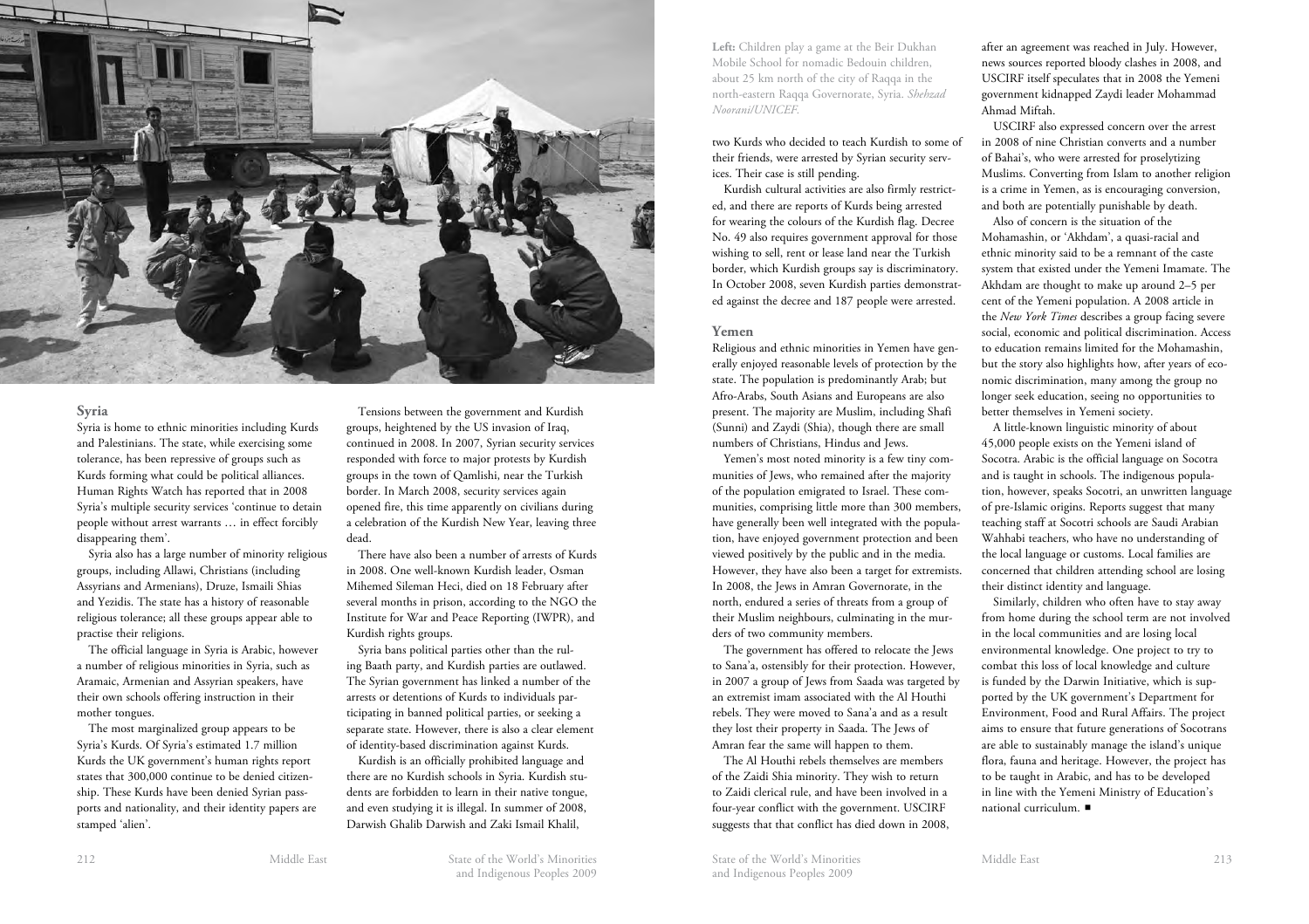## Syria

Syria is home to ethnic minorities including Kurds and Palestinians. The state, while exercising some tolerance, has been repressive of groups such as Kurds forming what could be political alliances. Human Rights Watch has reported that in 2008 Syria's multiple security services 'continue to detain people without arrest warrants … in effect forcibly disappearing them'.

Syria also has a large number of minority religious groups, including Allawi, Christians (including Assyrians and Armenians), Druze, Ismaili Shias and Yezidis. The state has a history of reasonable religious tolerance; all these groups appear able to practise their religions.

The official language in Syria is Arabic, however a number of religious minorities in Syria, such as Aramaic, Armenian and Assyrian speakers, have their own schools offering instruction in their mother tongues.

The most marginalized group appears to be Syria's Kurds. Of Syria's estimated 1.7 million Kurds the UK government's human rights report states that 300,000 continue to be denied citizenship. These Kurds have been denied Syrian passports and nationality, and their identity papers are stamped 'alien'.

Tensions between the government and Kurdish groups, heightened by the US invasion of Iraq, continued in 2008. In 2007, Syrian security services responded with force to major protests by Kurdish groups in the town of Qamlishi, near the Turkish border. In March 2008, security services again opened fire, this time apparently on civilians during a celebration of the Kurdish New Year, leaving three dead.

There have also been a number of arrests of Kurds in 2008. One well-known Kurdish leader, Osman Mihemed Sileman Heci, died on 18 February after several months in prison, according to the NGO the Institute for War and Peace Reporting (IWPR), and Kurdish rights groups.

Syria bans political parties other than the ruling Baath party, and Kurdish parties are outlawed. The Syrian government has linked a number of the arrests or detentions of Kurds to individuals participating in banned political parties, or seeking a separate state. However, there is also a clear element of identity-based discrimination against Kurds.

Kurdish is an officially prohibited language and there are no Kurdish schools in Syria. Kurdish students are forbidden to learn in their native tongue, and even studying it is illegal. In summer of 2008, Darwish Ghalib Darwish and Zaki Ismail Khalil, two Kurds who decided to teach Kurdish to some of their friends, were arrested by Syrian security services. Their case is still pending.

Kurdish cultural activities are also firmly restricted, and there are reports of Kurds being arrested for wearing the colours of the Kurdish flag. Decree No. 49 also requires government approval for those wishing to sell, rent or lease land near the Turkish border, which Kurdish groups say is discriminatory. In October 2008, seven Kurdish parties demonstrated against the decree and 187 people were arrested.

**Left:** Children play a game at the Beir Dukhan Mobile School for nomadic Bedouin children, about 25 km north of the city of Raqqa in the north-eastern Raqqa Governorate, Syria. *Shehzad Noorani/UNICEF.*

## Yemen

Religious and ethnic minorities in Yemen have generally enjoyed reasonable levels of protection by the state. The population is predominantly Arab; but Afro-Arabs, South Asians and Europeans are also present. The majority are Muslim, including Shafi (Sunni) and Zaydi (Shia), though there are small numbers of Christians, Hindus and Jews.

Yemen's most noted minority is a few tiny communities of Jews, who remained after the majority of the population emigrated to Israel. These communities, comprising little more than 300 members, have generally been well integrated with the population, have enjoyed government protection and been viewed positively by the public and in the media. However, they have also been a target for extremists. In 2008, the Jews in Amran Governorate, in the north, endured a series of threats from a group of their Muslim neighbours, culminating in the murders of two community members.

The government has offered to relocate the Jews to Sana'a, ostensibly for their protection. However, in 2007 a group of Jews from Saada was targeted by an extremist imam associated with the Al Houthi rebels. They were moved to Sana'a and as a result they lost their property in Saada. The Jews of Amran fear the same will happen to them.

The Al Houthi rebels themselves are members of the Zaidi Shia minority. They wish to return to Zaidi clerical rule, and have been involved in a four-year conflict with the government. USCIRF suggests that that conflict has died down in 2008, after an agreement was reached in July. However, news sources reported bloody clashes in 2008, and USCIRF itself speculates that in 2008 the Yemeni government kidnapped Zaydi leader Mohammad Ahmad Miftah.

USCIRF also expressed concern over the arrest in 2008 of nine Christian converts and a number of Bahai's, who were arrested for proselytizing Muslims. Converting from Islam to another religion is a crime in Yemen, as is encouraging conversion, and both are potentially punishable by death.

Also of concern is the situation of the Mohamashin, or 'Akhdam', a quasi-racial and ethnic minority said to be a remnant of the caste system that existed under the Yemeni Imamate. The Akhdam are thought to make up around 2–5 per cent of the Yemeni population. A 2008 article in the *New York Times* describes a group facing severe social, economic and political discrimination. Access to education remains limited for the Mohamashin, but the story also highlights how, after years of economic discrimination, many among the group no longer seek education, seeing no opportunities to better themselves in Yemeni society.

A little-known linguistic minority of about 45,000 people exists on the Yemeni island of Socotra. Arabic is the official language on Socotra and is taught in schools. The indigenous population, however, speaks Socotri, an unwritten language of pre-Islamic origins. Reports suggest that many teaching staff at Socotri schools are Saudi Arabian Wahhabi teachers, who have no understanding of the local language or customs. Local families are concerned that children attending school are losing their distinct identity and language.

Similarly, children who often have to stay away from home during the school term are not involved in the local communities and are losing local environmental knowledge. One project to try to combat this loss of local knowledge and culture is funded by the Darwin Initiative, which is supported by the UK government's Department for Environment, Food and Rural Affairs. The project aims to ensure that future generations of Socotrans are able to sustainably manage the island's unique flora, fauna and heritage. However, the project has to be taught in Arabic, and has to be developed in line with the Yemeni Ministry of Education's national curriculum. ■